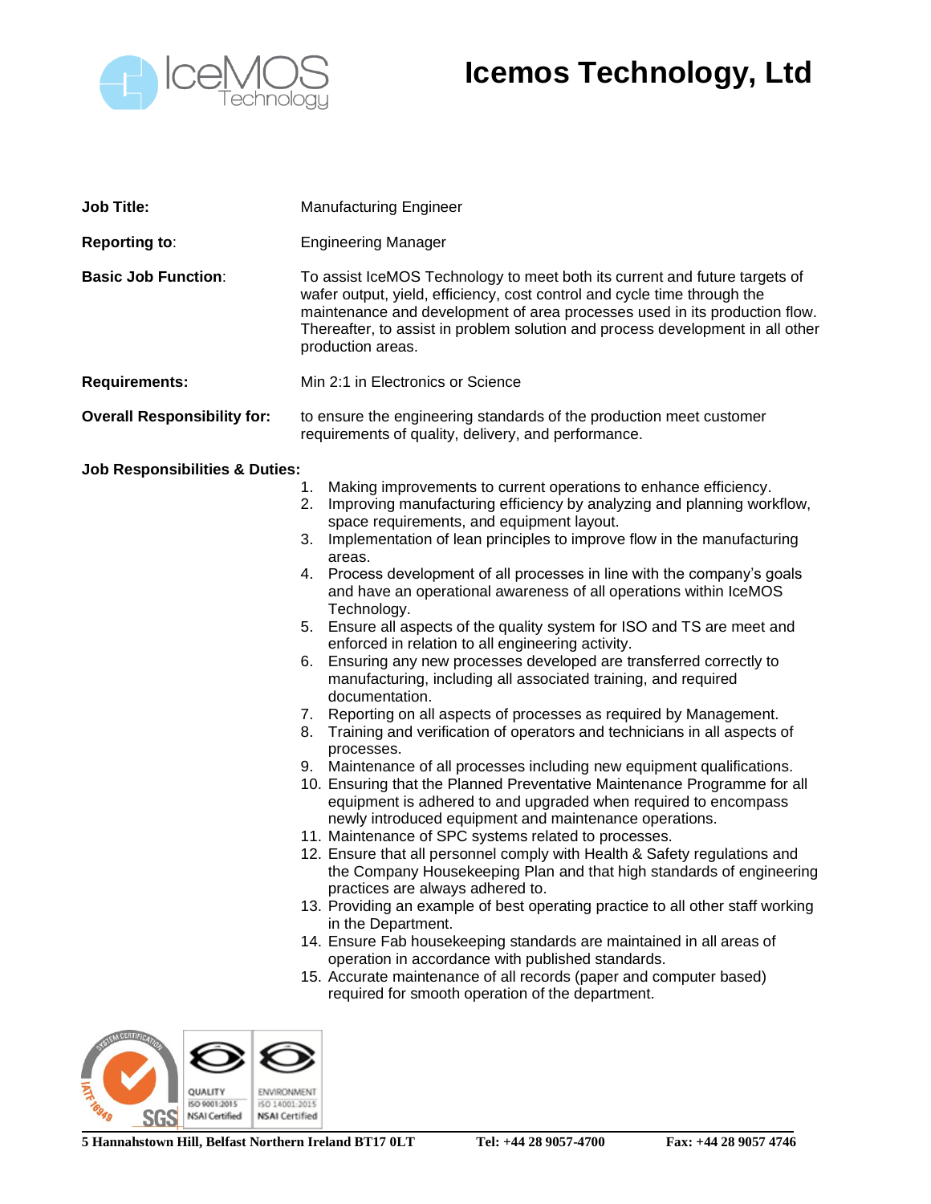# Icemos Technology, Ltd

**Job Title:** Manufacturing Engineer

**Reporting to:** Engineering Manager

**Basic Job Function:** To assist IceMOS Technology to meet both its current and future targets of wafer output, yield, efficiency, cost control and cycle time through the maintenance and development of area processes used in its production flow. Thereafter, to assist in problem solution and process development in all other production areas.

**Requirements:** Min 2:1 in Electronics or Science

**Overall Responsibility for:** to ensure the engineering standards of the production meet customer requirements of quality, delivery, and performance.

**Job Responsibilities & Duties:**

1. Making improvements to current operations to enhance efficiency.
2. Improving manufacturing efficiency by analyzing and planning workflow, space requirements, and equipment layout.
3. Implementation of lean principles to improve flow in the manufacturing areas.
4. Process development of all processes in line with the company's goals and have an operational awareness of all operations within IceMOS Technology.
5. Ensure all aspects of the quality system for ISO and TS are meet and enforced in relation to all engineering activity.
6. Ensuring any new processes developed are transferred correctly to manufacturing, including all associated training, and required documentation.
7. Reporting on all aspects of processes as required by Management.
8. Training and verification of operators and technicians in all aspects of processes.
9. Maintenance of all processes including new equipment qualifications.
10. Ensuring that the Planned Preventative Maintenance Programme for all equipment is adhered to and upgraded when required to encompass newly introduced equipment and maintenance operations.
11. Maintenance of SPC systems related to processes.
12. Ensure that all personnel comply with Health & Safety regulations and the Company Housekeeping Plan and that high standards of engineering practices are always adhered to.
13. Providing an example of best operating practice to all other staff working in the Department.
14. Ensure Fab housekeeping standards are maintained in all areas of operation in accordance with published standards.
15. Accurate maintenance of all records (paper and computer based) required for smooth operation of the department.

**5 Hannahstown Hill, Belfast Northern Ireland BT17 0LT** **Tel: +44 28 9057-4700** **Fax: +44 28 9057 4746**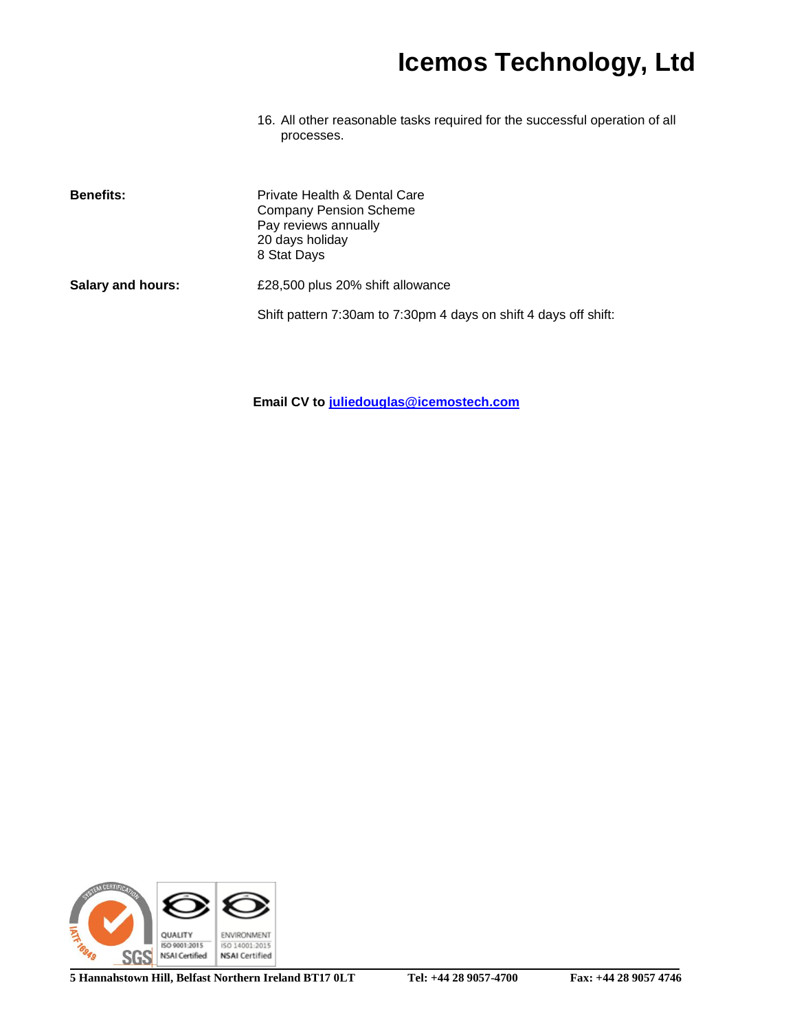16. All other reasonable tasks required for the successful operation of all processes.

**Benefits:**

Private Health & Dental Care
Company Pension Scheme
Pay reviews annually
20 days holiday
8 Stat Days

**Salary and hours:**

£28,500 plus 20% shift allowance

Shift pattern 7:30am to 7:30pm 4 days on shift 4 days off shift:

**Email CV to [juliedouglas@icemostech.com](mailto:juliedouglas@icemostech.com)**